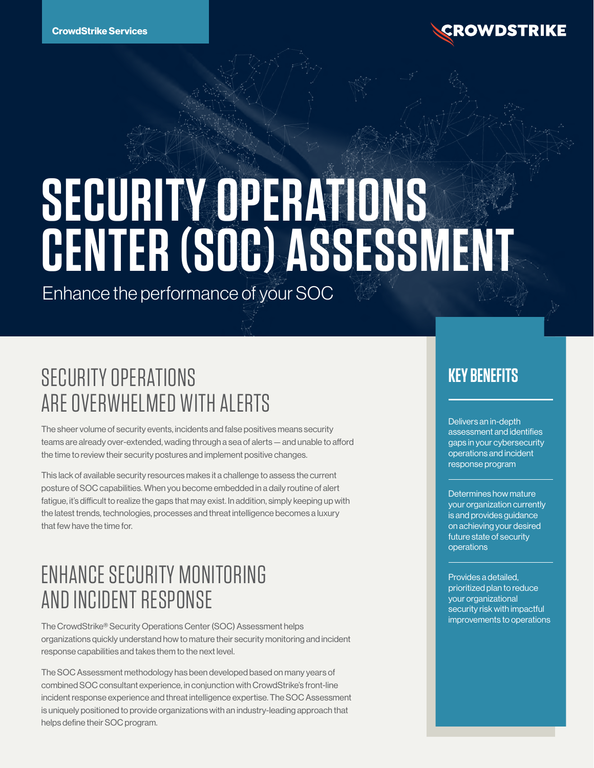CrowdStrike Services

CROWDSTRIKE

# SECURITY OPERATIONS CENTER (SOC) ASSESSMENT

Enhance the performance of your SOC

## SECURITY OPERATIONS ARE OVERWHELMED WITH ALERTS

The sheer volume of security events, incidents and false positives means security teams are already over-extended, wading through a sea of alerts — and unable to afford the time to review their security postures and implement positive changes.

This lack of available security resources makes it a challenge to assess the current posture of SOC capabilities. When you become embedded in a daily routine of alert fatigue, it's difficult to realize the gaps that may exist. In addition, simply keeping up with the latest trends, technologies, processes and threat intelligence becomes a luxury that few have the time for.

## ENHANCE SECURITY MONITORING AND INCIDENT RESPONSE

The CrowdStrike® Security Operations Center (SOC) Assessment helps organizations quickly understand how to mature their security monitoring and incident response capabilities and takes them to the next level.

The SOC Assessment methodology has been developed based on many years of combined SOC consultant experience, in conjunction with CrowdStrike's front-line incident response experience and threat intelligence expertise. The SOC Assessment is uniquely positioned to provide organizations with an industry-leading approach that helps define their SOC program.

## KEY BENEFITS

Delivers an in-depth assessment and identifies gaps in your cybersecurity operations and incident response program

Determines how mature your organization currently is and provides guidance on achieving your desired future state of security operations

Provides a detailed, prioritized plan to reduce your organizational security risk with impactful improvements to operations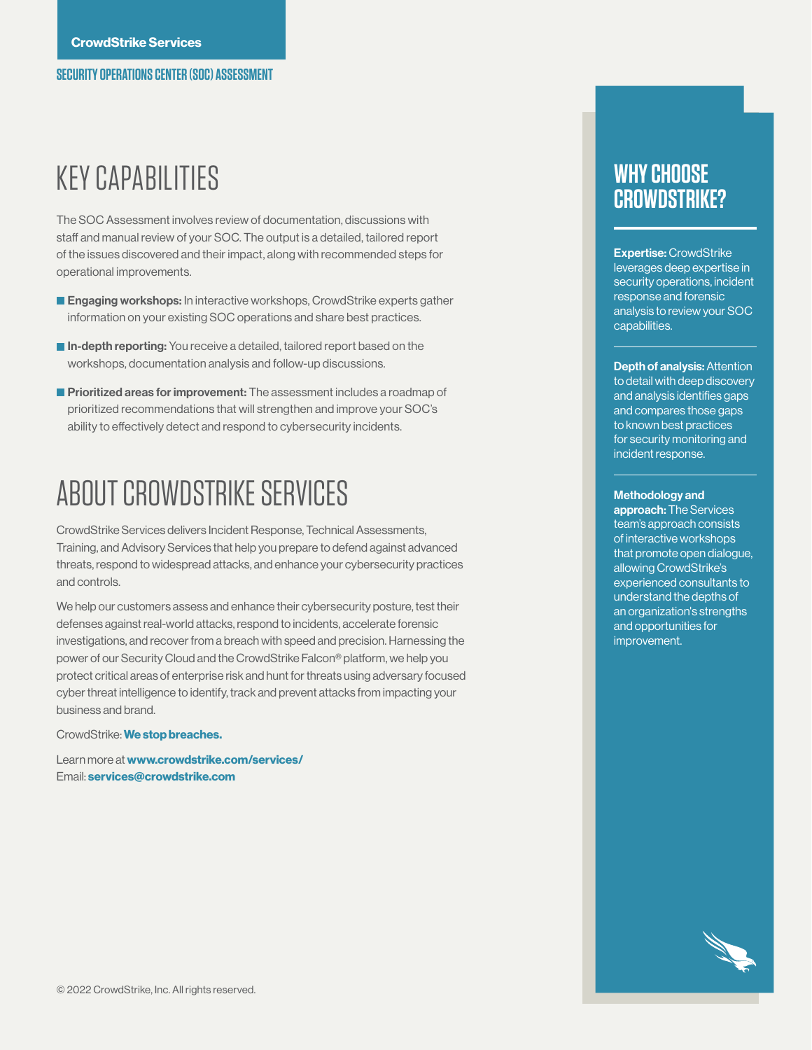# KEY CAPABILITIES

The SOC Assessment involves review of documentation, discussions with staff and manual review of your SOC. The output is a detailed, tailored report of the issues discovered and their impact, along with recommended steps for operational improvements.

- **Engaging workshops:** In interactive workshops, CrowdStrike experts gather information on your existing SOC operations and share best practices.
- **In-depth reporting:** You receive a detailed, tailored report based on the workshops, documentation analysis and follow-up discussions.
- **Prioritized areas for improvement:** The assessment includes a roadmap of prioritized recommendations that will strengthen and improve your SOC's ability to effectively detect and respond to cybersecurity incidents.

# ABOUT CROWDSTRIKE SERVICES

CrowdStrike Services delivers Incident Response, Technical Assessments, Training, and Advisory Services that help you prepare to defend against advanced threats, respond to widespread attacks, and enhance your cybersecurity practices and controls.

We help our customers assess and enhance their cybersecurity posture, test their defenses against real-world attacks, respond to incidents, accelerate forensic investigations, and recover from a breach with speed and precision. Harnessing the power of our Security Cloud and the CrowdStrike Falcon® platform, we help you protect critical areas of enterprise risk and hunt for threats using adversary focused cyber threat intelligence to identify, track and prevent attacks from impacting your business and brand.

CrowdStrike: **We stop breaches.**

Learn more at **www.crowdstrike.com/services/**
Email: **services@crowdstrike.com**

## WHY CHOOSE CROWDSTRIKE?

**Expertise:** CrowdStrike leverages deep expertise in security operations, incident response and forensic analysis to review your SOC capabilities.

**Depth of analysis:** Attention to detail with deep discovery and analysis identifies gaps and compares those gaps to known best practices for security monitoring and incident response.

**Methodology and approach:** The Services team's approach consists of interactive workshops that promote open dialogue, allowing CrowdStrike's experienced consultants to understand the depths of an organization's strengths and opportunities for improvement.

© 2022 CrowdStrike, Inc. All rights reserved.